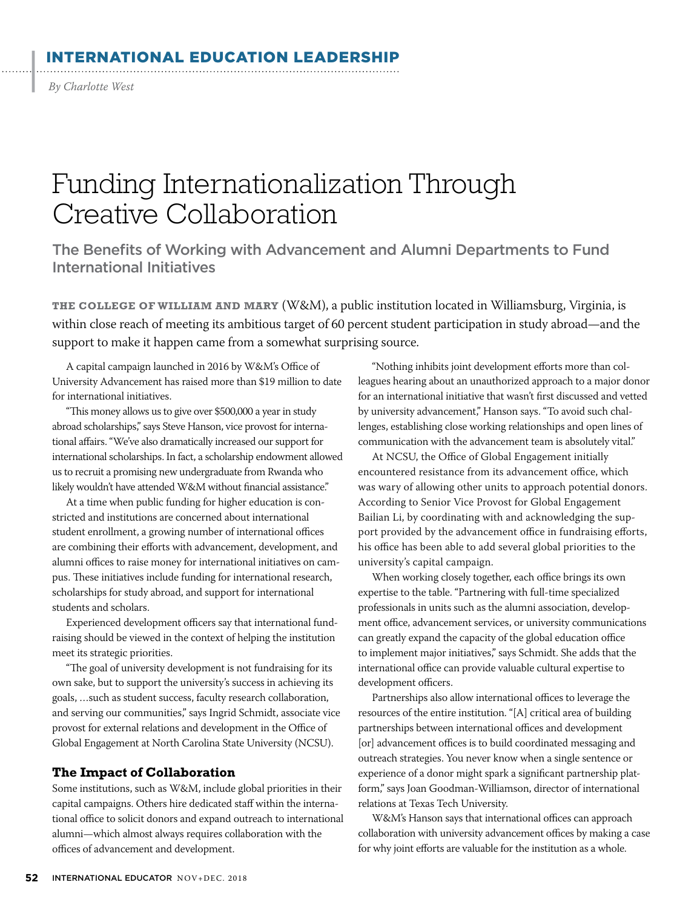INTERNATIONAL EDUCATION LEADERSHIP

*By Charlotte West*

# Funding Internationalization Through Creative Collaboration

## The Benefits of Working with Advancement and Alumni Departments to Fund International Initiatives

**THE COLLEGE OF WILLIAM AND MARY** (W&M), a public institution located in Williamsburg, Virginia, is within close reach of meeting its ambitious target of 60 percent student participation in study abroad—and the support to make it happen came from a somewhat surprising source.

A capital campaign launched in 2016 by W&M's Office of University Advancement has raised more than $19 million to date for international initiatives.

"This money allows us to give over $500,000 a year in study abroad scholarships," says Steve Hanson, vice provost for international affairs. "We've also dramatically increased our support for international scholarships. In fact, a scholarship endowment allowed us to recruit a promising new undergraduate from Rwanda who likely wouldn't have attended W&M without financial assistance."

At a time when public funding for higher education is constricted and institutions are concerned about international student enrollment, a growing number of international offices are combining their efforts with advancement, development, and alumni offices to raise money for international initiatives on campus. These initiatives include funding for international research, scholarships for study abroad, and support for international students and scholars.

Experienced development officers say that international fundraising should be viewed in the context of helping the institution meet its strategic priorities.

"The goal of university development is not fundraising for its own sake, but to support the university's success in achieving its goals, …such as student success, faculty research collaboration, and serving our communities," says Ingrid Schmidt, associate vice provost for external relations and development in the Office of Global Engagement at North Carolina State University (NCSU).

### The Impact of Collaboration

Some institutions, such as W&M, include global priorities in their capital campaigns. Others hire dedicated staff within the international office to solicit donors and expand outreach to international alumni—which almost always requires collaboration with the offices of advancement and development.

"Nothing inhibits joint development efforts more than colleagues hearing about an unauthorized approach to a major donor for an international initiative that wasn't first discussed and vetted by university advancement," Hanson says. "To avoid such challenges, establishing close working relationships and open lines of communication with the advancement team is absolutely vital."

At NCSU, the Office of Global Engagement initially encountered resistance from its advancement office, which was wary of allowing other units to approach potential donors. According to Senior Vice Provost for Global Engagement Bailian Li, by coordinating with and acknowledging the support provided by the advancement office in fundraising efforts, his office has been able to add several global priorities to the university's capital campaign.

When working closely together, each office brings its own expertise to the table. "Partnering with full-time specialized professionals in units such as the alumni association, development office, advancement services, or university communications can greatly expand the capacity of the global education office to implement major initiatives," says Schmidt. She adds that the international office can provide valuable cultural expertise to development officers.

Partnerships also allow international offices to leverage the resources of the entire institution. "[A] critical area of building partnerships between international offices and development [or] advancement offices is to build coordinated messaging and outreach strategies. You never know when a single sentence or experience of a donor might spark a significant partnership platform," says Joan Goodman-Williamson, director of international relations at Texas Tech University.

W&M's Hanson says that international offices can approach collaboration with university advancement offices by making a case for why joint efforts are valuable for the institution as a whole.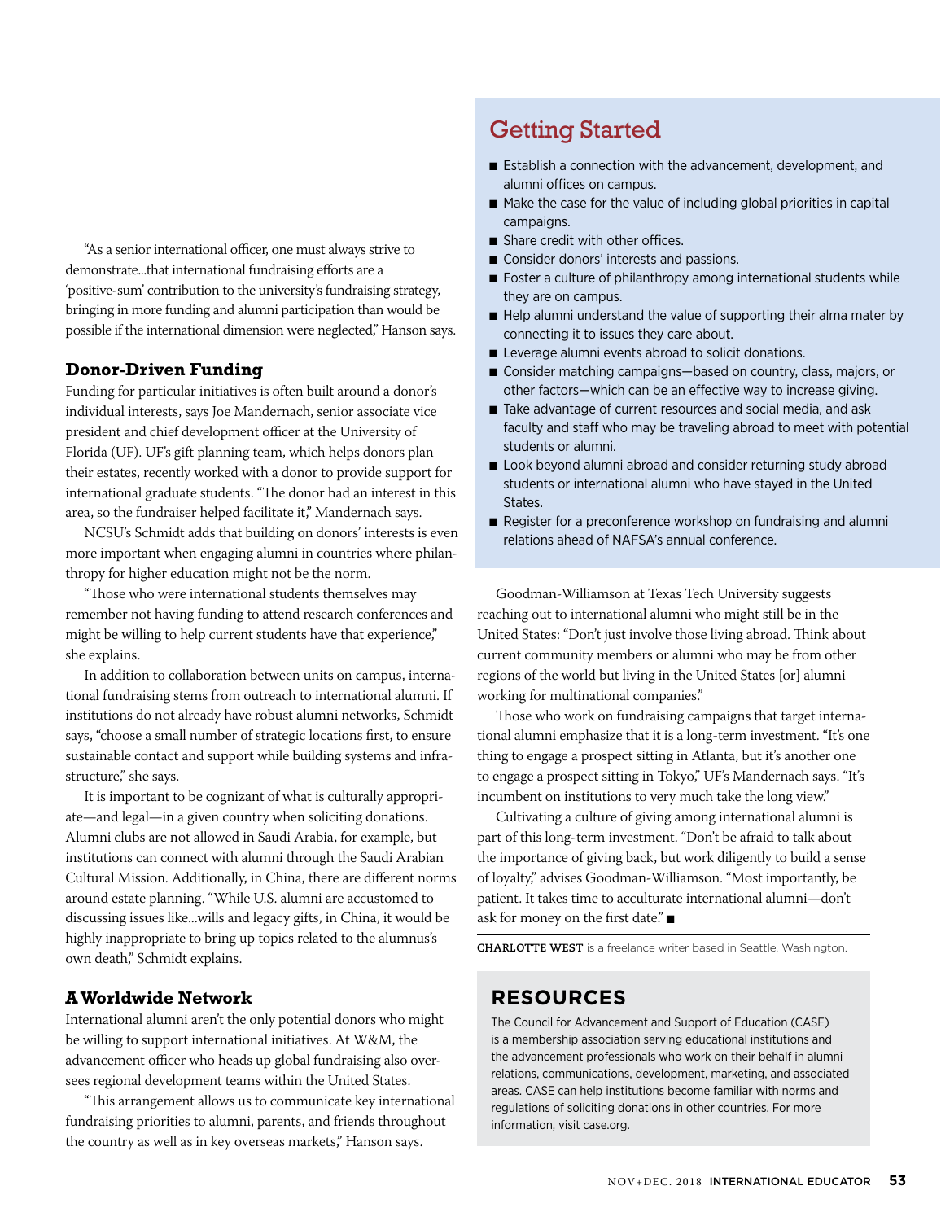"As a senior international officer, one must always strive to demonstrate...that international fundraising efforts are a 'positive-sum' contribution to the university's fundraising strategy, bringing in more funding and alumni participation than would be possible if the international dimension were neglected," Hanson says.

### Donor-Driven Funding

Funding for particular initiatives is often built around a donor's individual interests, says Joe Mandernach, senior associate vice president and chief development officer at the University of Florida (UF). UF's gift planning team, which helps donors plan their estates, recently worked with a donor to provide support for international graduate students. "The donor had an interest in this area, so the fundraiser helped facilitate it," Mandernach says.

NCSU's Schmidt adds that building on donors' interests is even more important when engaging alumni in countries where philanthropy for higher education might not be the norm.

"Those who were international students themselves may remember not having funding to attend research conferences and might be willing to help current students have that experience," she explains.

In addition to collaboration between units on campus, international fundraising stems from outreach to international alumni. If institutions do not already have robust alumni networks, Schmidt says, "choose a small number of strategic locations first, to ensure sustainable contact and support while building systems and infrastructure," she says.

It is important to be cognizant of what is culturally appropriate—and legal—in a given country when soliciting donations. Alumni clubs are not allowed in Saudi Arabia, for example, but institutions can connect with alumni through the Saudi Arabian Cultural Mission. Additionally, in China, there are different norms around estate planning. "While U.S. alumni are accustomed to discussing issues like...wills and legacy gifts, in China, it would be highly inappropriate to bring up topics related to the alumnus's own death," Schmidt explains.

### A Worldwide Network

International alumni aren't the only potential donors who might be willing to support international initiatives. At W&M, the advancement officer who heads up global fundraising also oversees regional development teams within the United States.

"This arrangement allows us to communicate key international fundraising priorities to alumni, parents, and friends throughout the country as well as in key overseas markets," Hanson says.

## Getting Started

- Establish a connection with the advancement, development, and alumni offices on campus.
- Make the case for the value of including global priorities in capital campaigns.
- Share credit with other offices.
- Consider donors' interests and passions.
- Foster a culture of philanthropy among international students while they are on campus.
- Help alumni understand the value of supporting their alma mater by connecting it to issues they care about.
- Leverage alumni events abroad to solicit donations.
- Consider matching campaigns—based on country, class, majors, or other factors—which can be an effective way to increase giving.
- Take advantage of current resources and social media, and ask faculty and staff who may be traveling abroad to meet with potential students or alumni.
- Look beyond alumni abroad and consider returning study abroad students or international alumni who have stayed in the United States.
- Register for a preconference workshop on fundraising and alumni relations ahead of NAFSA's annual conference.

Goodman-Williamson at Texas Tech University suggests reaching out to international alumni who might still be in the United States: "Don't just involve those living abroad. Think about current community members or alumni who may be from other regions of the world but living in the United States [or] alumni working for multinational companies."

Those who work on fundraising campaigns that target international alumni emphasize that it is a long-term investment. "It's one thing to engage a prospect sitting in Atlanta, but it's another one to engage a prospect sitting in Tokyo," UF's Mandernach says. "It's incumbent on institutions to very much take the long view."

Cultivating a culture of giving among international alumni is part of this long-term investment. "Don't be afraid to talk about the importance of giving back, but work diligently to build a sense of loyalty," advises Goodman-Williamson. "Most importantly, be patient. It takes time to acculturate international alumni—don't ask for money on the first date." ■

**CHARLOTTE WEST** is a freelance writer based in Seattle, Washington.

## RESOURCES

The Council for Advancement and Support of Education (CASE) is a membership association serving educational institutions and the advancement professionals who work on their behalf in alumni relations, communications, development, marketing, and associated areas. CASE can help institutions become familiar with norms and regulations of soliciting donations in other countries. For more information, visit case.org.